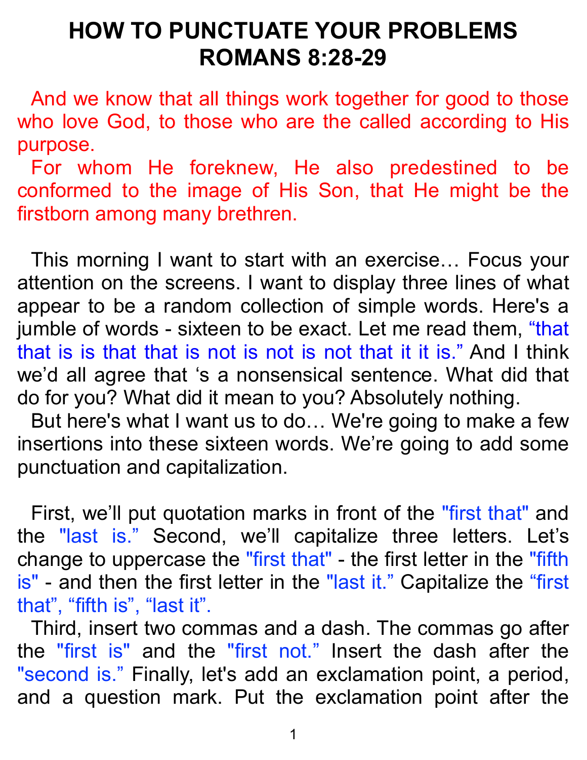# HOW TO PUNCTUATE YOUR PROBLEMS
# ROMANS 8:28-29

And we know that all things work together for good to those who love God, to those who are the called according to His purpose.

For whom He foreknew, He also predestined to be conformed to the image of His Son, that He might be the firstborn among many brethren.

This morning I want to start with an exercise… Focus your attention on the screens. I want to display three lines of what appear to be a random collection of simple words. Here's a jumble of words - sixteen to be exact. Let me read them, “that that is is that that is not is not is not that it it is.” And I think we’d all agree that ‘s a nonsensical sentence. What did that do for you? What did it mean to you? Absolutely nothing.

But here's what I want us to do… We're going to make a few insertions into these sixteen words. We’re going to add some punctuation and capitalization.

First, we’ll put quotation marks in front of the "first that" and the "last is.” Second, we’ll capitalize three letters. Let’s change to uppercase the "first that" - the first letter in the "fifth is" - and then the first letter in the "last it.” Capitalize the “first that”, “fifth is”, “last it”.

Third, insert two commas and a dash. The commas go after the "first is" and the "first not.” Insert the dash after the "second is.” Finally, let's add an exclamation point, a period, and a question mark. Put the exclamation point after the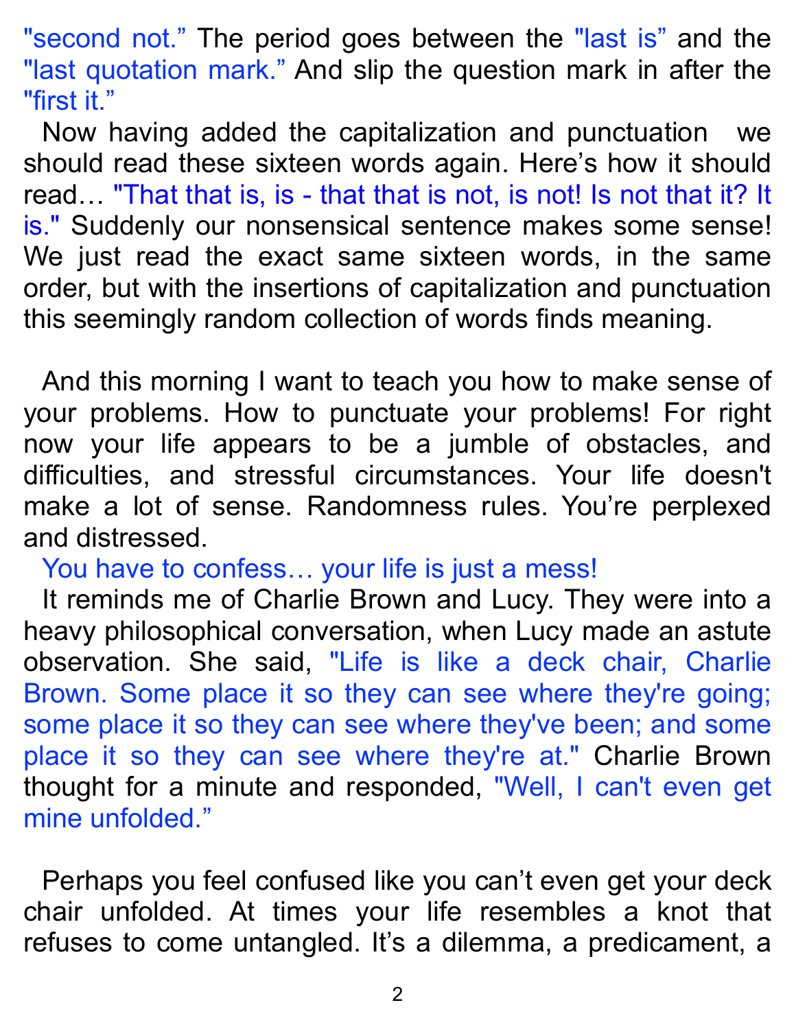"second not." The period goes between the "last is" and the "last quotation mark." And slip the question mark in after the "first it."

Now having added the capitalization and punctuation we should read these sixteen words again. Here's how it should read… "That that is, is - that that is not, is not! Is not that it? It is." Suddenly our nonsensical sentence makes some sense! We just read the exact same sixteen words, in the same order, but with the insertions of capitalization and punctuation this seemingly random collection of words finds meaning.

And this morning I want to teach you how to make sense of your problems. How to punctuate your problems! For right now your life appears to be a jumble of obstacles, and difficulties, and stressful circumstances. Your life doesn't make a lot of sense. Randomness rules. You're perplexed and distressed.

You have to confess… your life is just a mess!

It reminds me of Charlie Brown and Lucy. They were into a heavy philosophical conversation, when Lucy made an astute observation. She said, "Life is like a deck chair, Charlie Brown. Some place it so they can see where they're going; some place it so they can see where they've been; and some place it so they can see where they're at." Charlie Brown thought for a minute and responded, "Well, I can't even get mine unfolded."

Perhaps you feel confused like you can't even get your deck chair unfolded. At times your life resembles a knot that refuses to come untangled. It's a dilemma, a predicament, a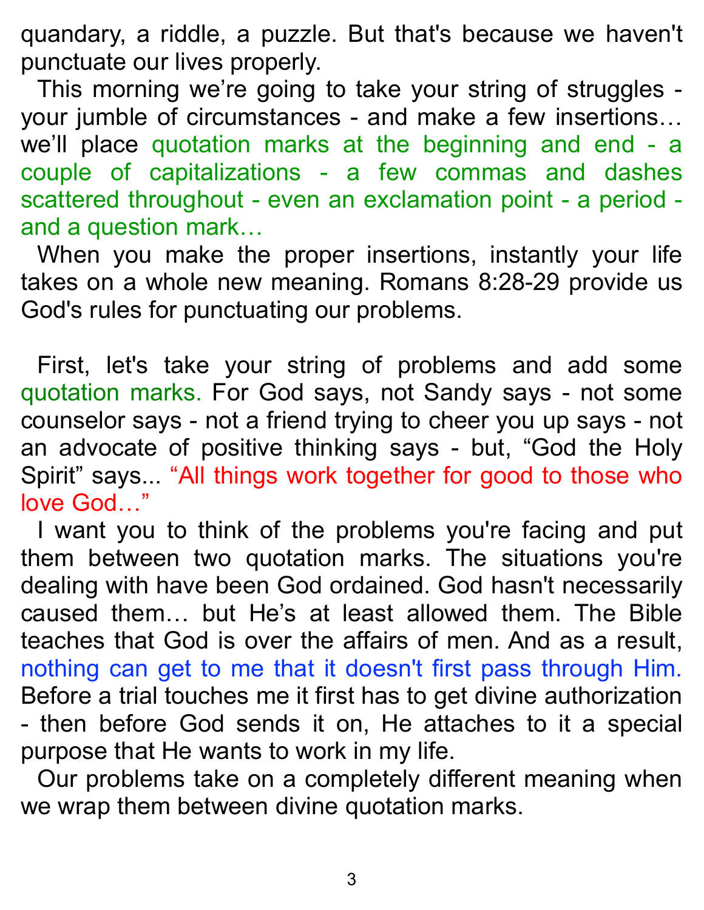quandary, a riddle, a puzzle. But that's because we haven't punctuate our lives properly.

This morning we're going to take your string of struggles - your jumble of circumstances - and make a few insertions… we'll place quotation marks at the beginning and end - a couple of capitalizations - a few commas and dashes scattered throughout - even an exclamation point - a period - and a question mark…

When you make the proper insertions, instantly your life takes on a whole new meaning. Romans 8:28-29 provide us God's rules for punctuating our problems.

First, let's take your string of problems and add some quotation marks. For God says, not Sandy says - not some counselor says - not a friend trying to cheer you up says - not an advocate of positive thinking says - but, "God the Holy Spirit" says... "All things work together for good to those who love God…"

I want you to think of the problems you're facing and put them between two quotation marks. The situations you're dealing with have been God ordained. God hasn't necessarily caused them… but He's at least allowed them. The Bible teaches that God is over the affairs of men. And as a result, nothing can get to me that it doesn't first pass through Him. Before a trial touches me it first has to get divine authorization - then before God sends it on, He attaches to it a special purpose that He wants to work in my life.

Our problems take on a completely different meaning when we wrap them between divine quotation marks.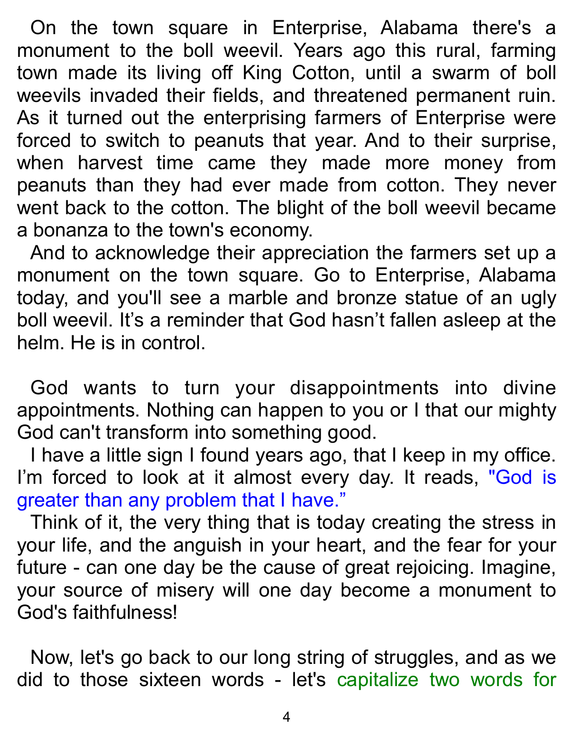On the town square in Enterprise, Alabama there's a monument to the boll weevil. Years ago this rural, farming town made its living off King Cotton, until a swarm of boll weevils invaded their fields, and threatened permanent ruin. As it turned out the enterprising farmers of Enterprise were forced to switch to peanuts that year. And to their surprise, when harvest time came they made more money from peanuts than they had ever made from cotton. They never went back to the cotton. The blight of the boll weevil became a bonanza to the town's economy.

And to acknowledge their appreciation the farmers set up a monument on the town square. Go to Enterprise, Alabama today, and you'll see a marble and bronze statue of an ugly boll weevil. It's a reminder that God hasn't fallen asleep at the helm. He is in control.

God wants to turn your disappointments into divine appointments. Nothing can happen to you or I that our mighty God can't transform into something good.

I have a little sign I found years ago, that I keep in my office. I'm forced to look at it almost every day. It reads, "God is greater than any problem that I have."

Think of it, the very thing that is today creating the stress in your life, and the anguish in your heart, and the fear for your future - can one day be the cause of great rejoicing. Imagine, your source of misery will one day become a monument to God's faithfulness!

Now, let's go back to our long string of struggles, and as we did to those sixteen words - let's capitalize two words for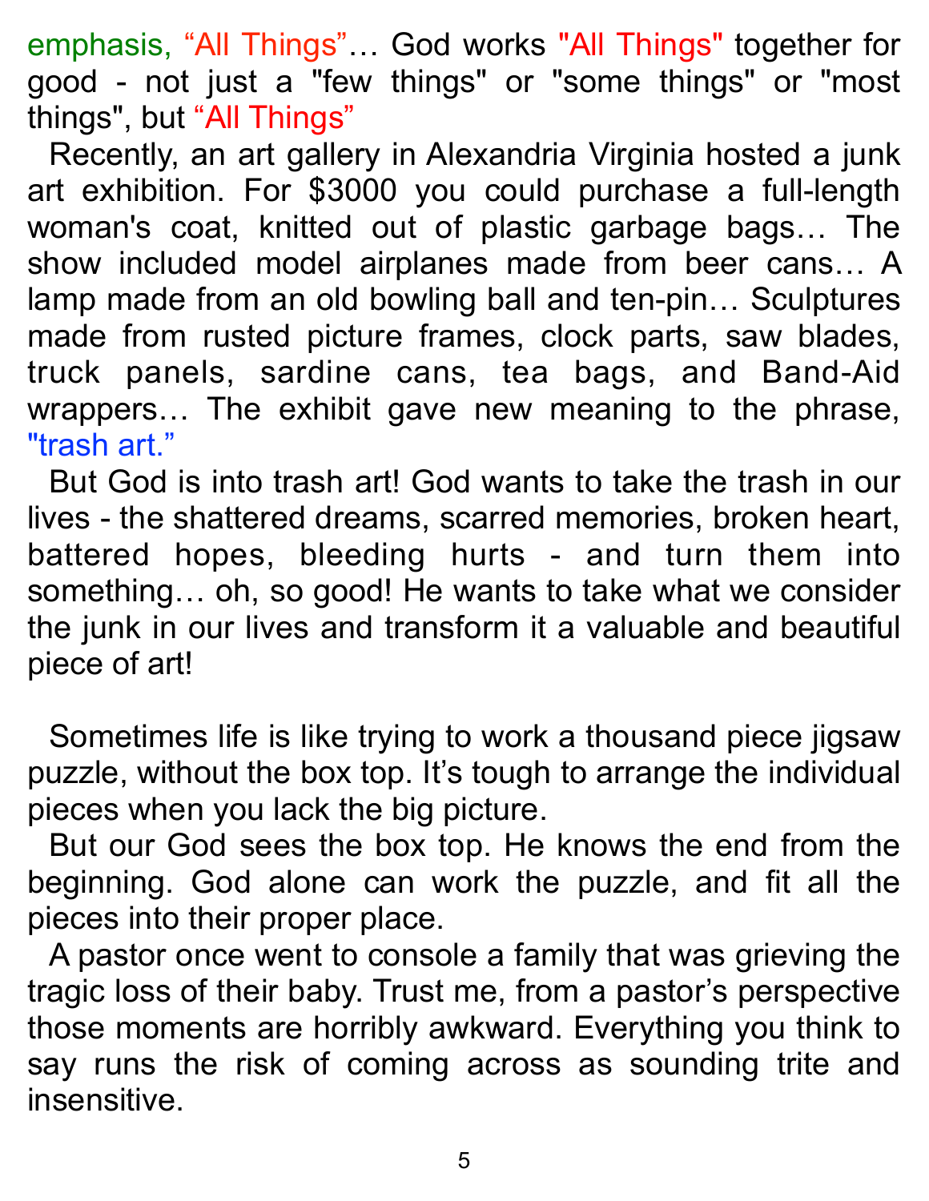emphasis, “All Things”… God works "All Things" together for good - not just a "few things" or "some things" or "most things", but “All Things”

Recently, an art gallery in Alexandria Virginia hosted a junk art exhibition. For $3000 you could purchase a full-length woman's coat, knitted out of plastic garbage bags… The show included model airplanes made from beer cans… A lamp made from an old bowling ball and ten-pin… Sculptures made from rusted picture frames, clock parts, saw blades, truck panels, sardine cans, tea bags, and Band-Aid wrappers… The exhibit gave new meaning to the phrase, "trash art."

But God is into trash art! God wants to take the trash in our lives - the shattered dreams, scarred memories, broken heart, battered hopes, bleeding hurts - and turn them into something… oh, so good! He wants to take what we consider the junk in our lives and transform it a valuable and beautiful piece of art!

Sometimes life is like trying to work a thousand piece jigsaw puzzle, without the box top. It’s tough to arrange the individual pieces when you lack the big picture.

But our God sees the box top. He knows the end from the beginning. God alone can work the puzzle, and fit all the pieces into their proper place.

A pastor once went to console a family that was grieving the tragic loss of their baby. Trust me, from a pastor’s perspective those moments are horribly awkward. Everything you think to say runs the risk of coming across as sounding trite and insensitive.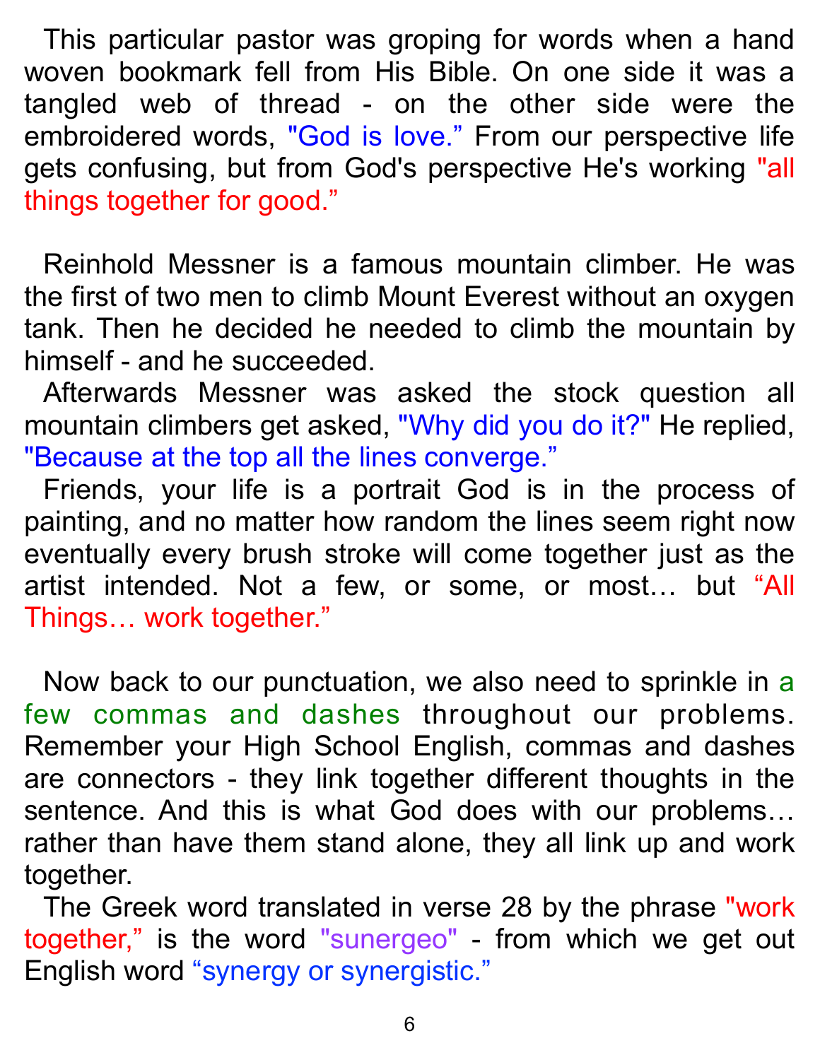This particular pastor was groping for words when a hand woven bookmark fell from His Bible. On one side it was a tangled web of thread - on the other side were the embroidered words, "God is love." From our perspective life gets confusing, but from God's perspective He's working "all things together for good."

Reinhold Messner is a famous mountain climber. He was the first of two men to climb Mount Everest without an oxygen tank. Then he decided he needed to climb the mountain by himself - and he succeeded.

Afterwards Messner was asked the stock question all mountain climbers get asked, "Why did you do it?" He replied, "Because at the top all the lines converge."

Friends, your life is a portrait God is in the process of painting, and no matter how random the lines seem right now eventually every brush stroke will come together just as the artist intended. Not a few, or some, or most… but "All Things… work together."

Now back to our punctuation, we also need to sprinkle in a few commas and dashes throughout our problems. Remember your High School English, commas and dashes are connectors - they link together different thoughts in the sentence. And this is what God does with our problems… rather than have them stand alone, they all link up and work together.

The Greek word translated in verse 28 by the phrase "work together," is the word "sunergeo" - from which we get out English word "synergy or synergistic."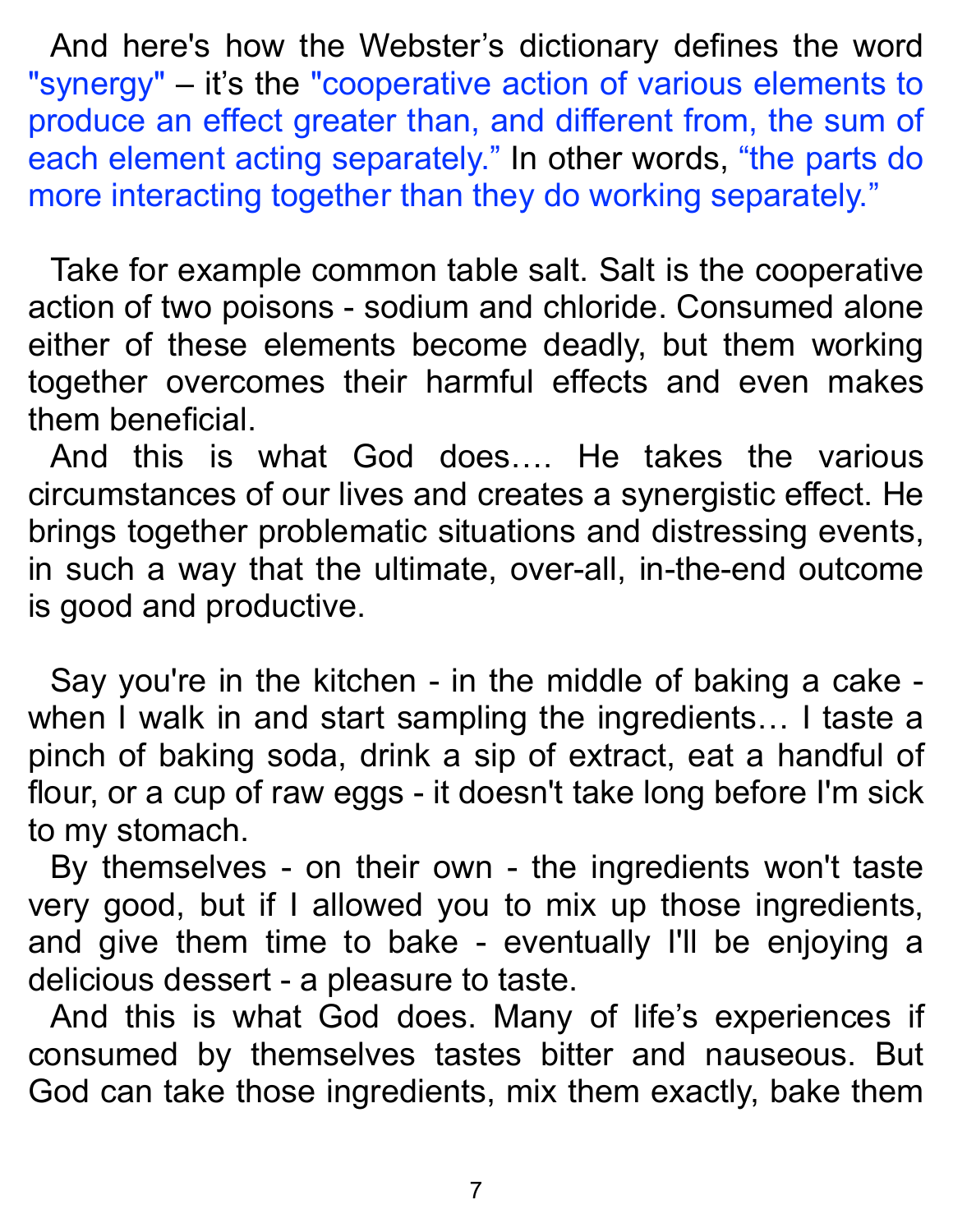And here's how the Webster's dictionary defines the word "synergy" – it's the "cooperative action of various elements to produce an effect greater than, and different from, the sum of each element acting separately." In other words, "the parts do more interacting together than they do working separately."

Take for example common table salt. Salt is the cooperative action of two poisons - sodium and chloride. Consumed alone either of these elements become deadly, but them working together overcomes their harmful effects and even makes them beneficial.

And this is what God does…. He takes the various circumstances of our lives and creates a synergistic effect. He brings together problematic situations and distressing events, in such a way that the ultimate, over-all, in-the-end outcome is good and productive.

Say you're in the kitchen - in the middle of baking a cake - when I walk in and start sampling the ingredients… I taste a pinch of baking soda, drink a sip of extract, eat a handful of flour, or a cup of raw eggs - it doesn't take long before I'm sick to my stomach.

By themselves - on their own - the ingredients won't taste very good, but if I allowed you to mix up those ingredients, and give them time to bake - eventually I'll be enjoying a delicious dessert - a pleasure to taste.

And this is what God does. Many of life's experiences if consumed by themselves tastes bitter and nauseous. But God can take those ingredients, mix them exactly, bake them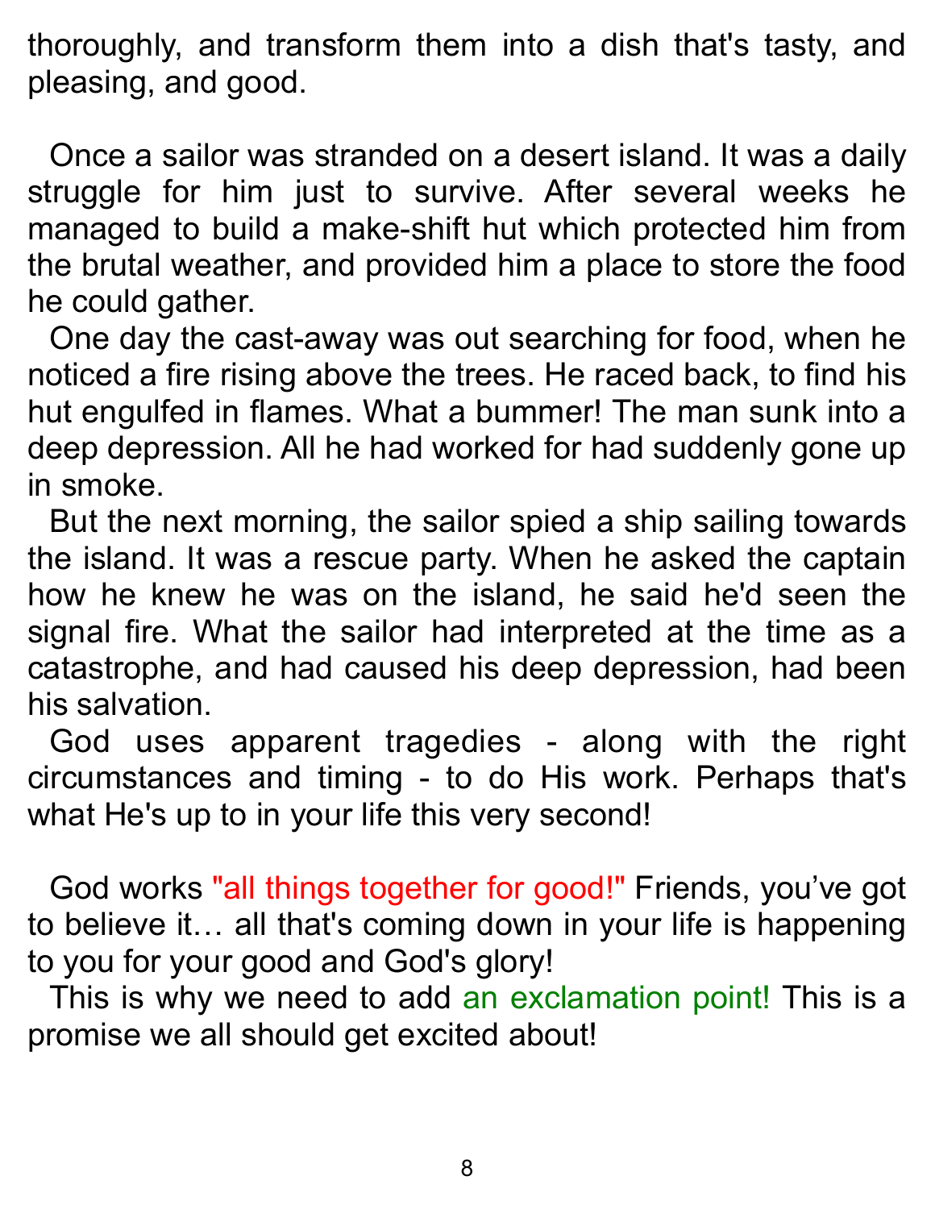thoroughly, and transform them into a dish that's tasty, and pleasing, and good.

Once a sailor was stranded on a desert island. It was a daily struggle for him just to survive. After several weeks he managed to build a make-shift hut which protected him from the brutal weather, and provided him a place to store the food he could gather.

One day the cast-away was out searching for food, when he noticed a fire rising above the trees. He raced back, to find his hut engulfed in flames. What a bummer! The man sunk into a deep depression. All he had worked for had suddenly gone up in smoke.

But the next morning, the sailor spied a ship sailing towards the island. It was a rescue party. When he asked the captain how he knew he was on the island, he said he'd seen the signal fire. What the sailor had interpreted at the time as a catastrophe, and had caused his deep depression, had been his salvation.

God uses apparent tragedies - along with the right circumstances and timing - to do His work. Perhaps that's what He's up to in your life this very second!

God works "all things together for good!" Friends, you've got to believe it… all that's coming down in your life is happening to you for your good and God's glory!

This is why we need to add an exclamation point! This is a promise we all should get excited about!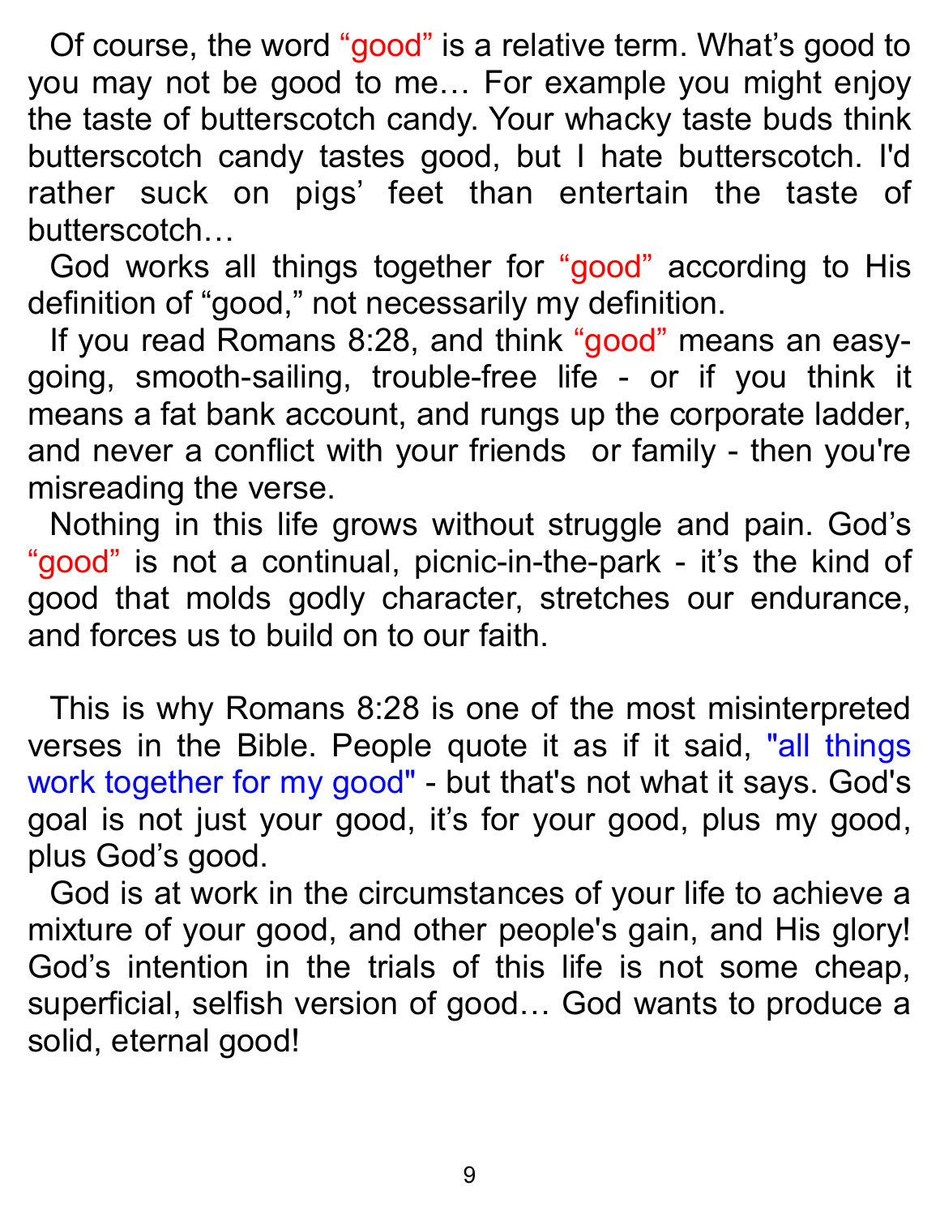Of course, the word "good" is a relative term. What's good to you may not be good to me… For example you might enjoy the taste of butterscotch candy. Your whacky taste buds think butterscotch candy tastes good, but I hate butterscotch. I'd rather suck on pigs' feet than entertain the taste of butterscotch…

God works all things together for "good" according to His definition of "good," not necessarily my definition.

If you read Romans 8:28, and think "good" means an easy-going, smooth-sailing, trouble-free life - or if you think it means a fat bank account, and rungs up the corporate ladder, and never a conflict with your friends or family - then you're misreading the verse.

Nothing in this life grows without struggle and pain. God's "good" is not a continual, picnic-in-the-park - it's the kind of good that molds godly character, stretches our endurance, and forces us to build on to our faith.

This is why Romans 8:28 is one of the most misinterpreted verses in the Bible. People quote it as if it said, "all things work together for my good" - but that's not what it says. God's goal is not just your good, it's for your good, plus my good, plus God's good.

God is at work in the circumstances of your life to achieve a mixture of your good, and other people's gain, and His glory! God's intention in the trials of this life is not some cheap, superficial, selfish version of good… God wants to produce a solid, eternal good!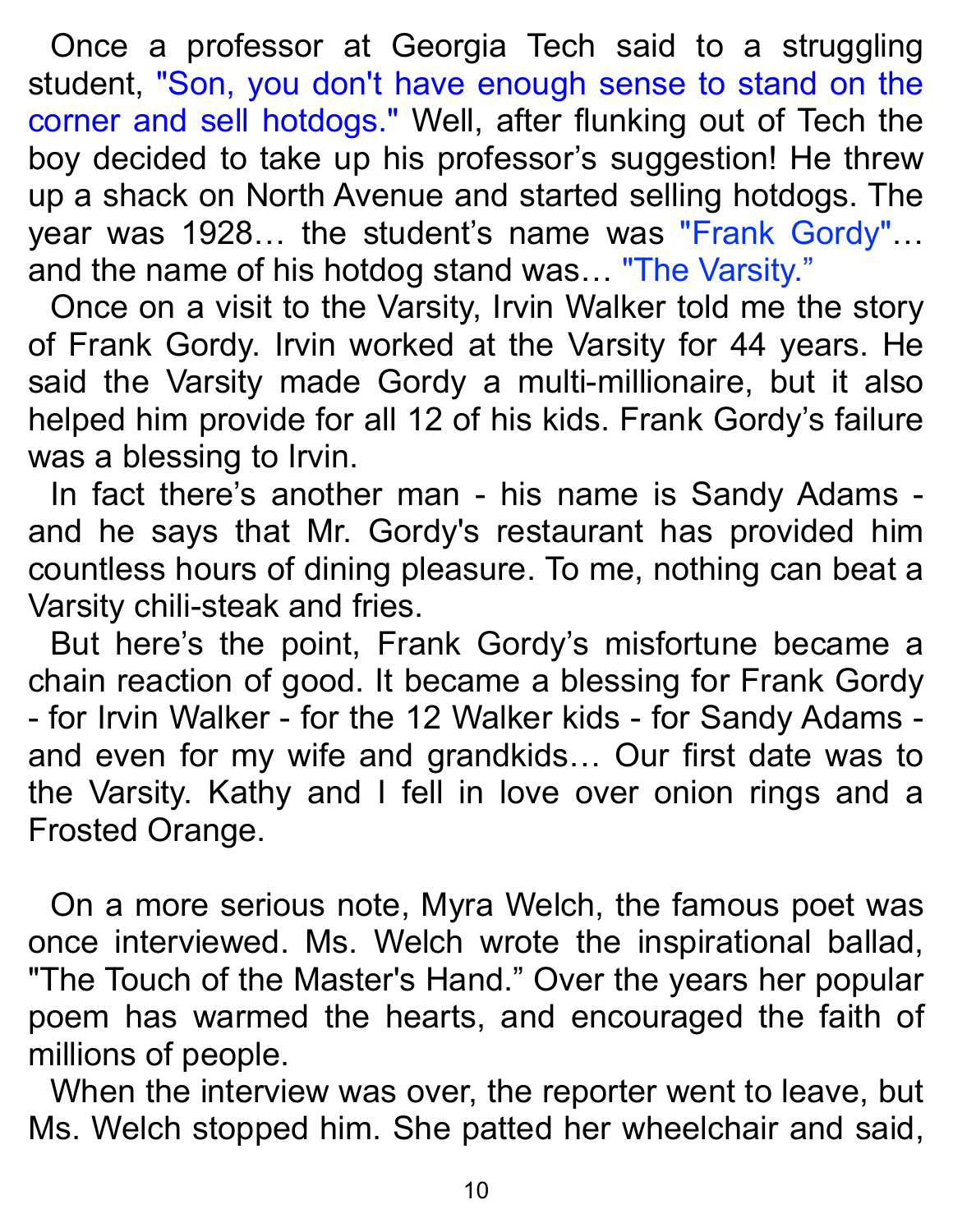Once a professor at Georgia Tech said to a struggling student, "Son, you don't have enough sense to stand on the corner and sell hotdogs." Well, after flunking out of Tech the boy decided to take up his professor's suggestion! He threw up a shack on North Avenue and started selling hotdogs. The year was 1928… the student's name was "Frank Gordy"… and the name of his hotdog stand was… "The Varsity."

Once on a visit to the Varsity, Irvin Walker told me the story of Frank Gordy. Irvin worked at the Varsity for 44 years. He said the Varsity made Gordy a multi-millionaire, but it also helped him provide for all 12 of his kids. Frank Gordy's failure was a blessing to Irvin.

In fact there's another man - his name is Sandy Adams - and he says that Mr. Gordy's restaurant has provided him countless hours of dining pleasure. To me, nothing can beat a Varsity chili-steak and fries.

But here's the point, Frank Gordy's misfortune became a chain reaction of good. It became a blessing for Frank Gordy - for Irvin Walker - for the 12 Walker kids - for Sandy Adams - and even for my wife and grandkids… Our first date was to the Varsity. Kathy and I fell in love over onion rings and a Frosted Orange.

On a more serious note, Myra Welch, the famous poet was once interviewed. Ms. Welch wrote the inspirational ballad, "The Touch of the Master's Hand." Over the years her popular poem has warmed the hearts, and encouraged the faith of millions of people.

When the interview was over, the reporter went to leave, but Ms. Welch stopped him. She patted her wheelchair and said,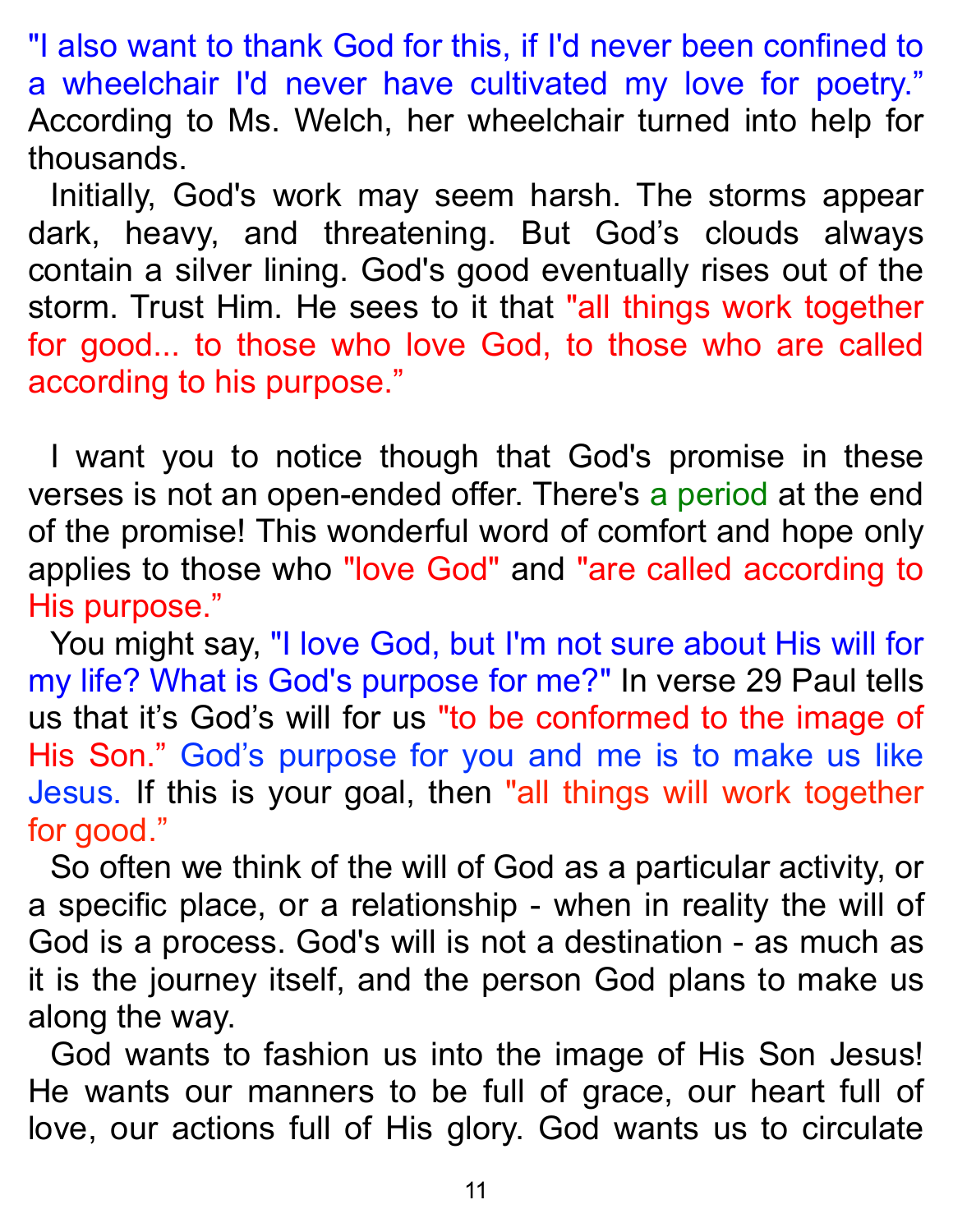"I also want to thank God for this, if I'd never been confined to a wheelchair I'd never have cultivated my love for poetry." According to Ms. Welch, her wheelchair turned into help for thousands.

Initially, God's work may seem harsh. The storms appear dark, heavy, and threatening. But God's clouds always contain a silver lining. God's good eventually rises out of the storm. Trust Him. He sees to it that "all things work together for good... to those who love God, to those who are called according to his purpose."

I want you to notice though that God's promise in these verses is not an open-ended offer. There's a period at the end of the promise! This wonderful word of comfort and hope only applies to those who "love God" and "are called according to His purpose."

You might say, "I love God, but I'm not sure about His will for my life? What is God's purpose for me?" In verse 29 Paul tells us that it's God's will for us "to be conformed to the image of His Son." God's purpose for you and me is to make us like Jesus. If this is your goal, then "all things will work together for good."

So often we think of the will of God as a particular activity, or a specific place, or a relationship - when in reality the will of God is a process. God's will is not a destination - as much as it is the journey itself, and the person God plans to make us along the way.

God wants to fashion us into the image of His Son Jesus! He wants our manners to be full of grace, our heart full of love, our actions full of His glory. God wants us to circulate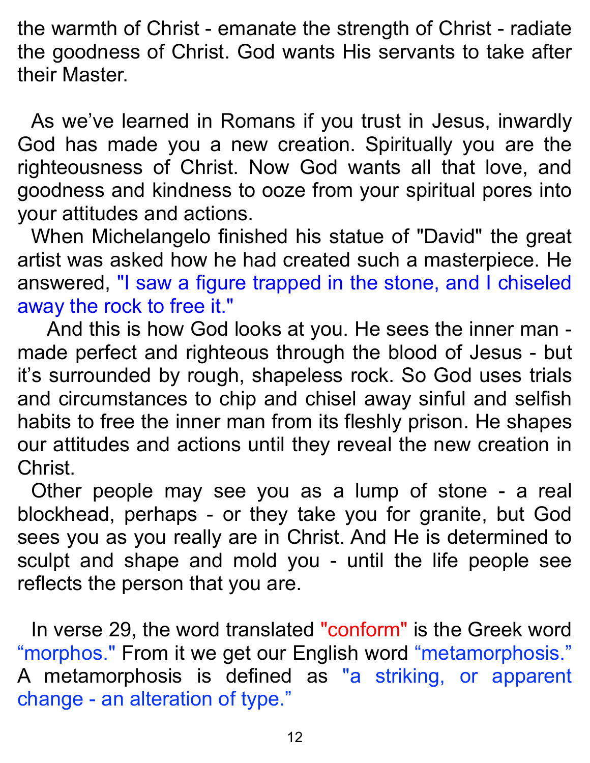the warmth of Christ - emanate the strength of Christ - radiate the goodness of Christ. God wants His servants to take after their Master.

As we've learned in Romans if you trust in Jesus, inwardly God has made you a new creation. Spiritually you are the righteousness of Christ. Now God wants all that love, and goodness and kindness to ooze from your spiritual pores into your attitudes and actions.

When Michelangelo finished his statue of "David" the great artist was asked how he had created such a masterpiece. He answered, "I saw a figure trapped in the stone, and I chiseled away the rock to free it."

And this is how God looks at you. He sees the inner man - made perfect and righteous through the blood of Jesus - but it's surrounded by rough, shapeless rock. So God uses trials and circumstances to chip and chisel away sinful and selfish habits to free the inner man from its fleshly prison. He shapes our attitudes and actions until they reveal the new creation in Christ.

Other people may see you as a lump of stone - a real blockhead, perhaps - or they take you for granite, but God sees you as you really are in Christ. And He is determined to sculpt and shape and mold you - until the life people see reflects the person that you are.

In verse 29, the word translated "conform" is the Greek word "morphos." From it we get our English word "metamorphosis." A metamorphosis is defined as "a striking, or apparent change - an alteration of type."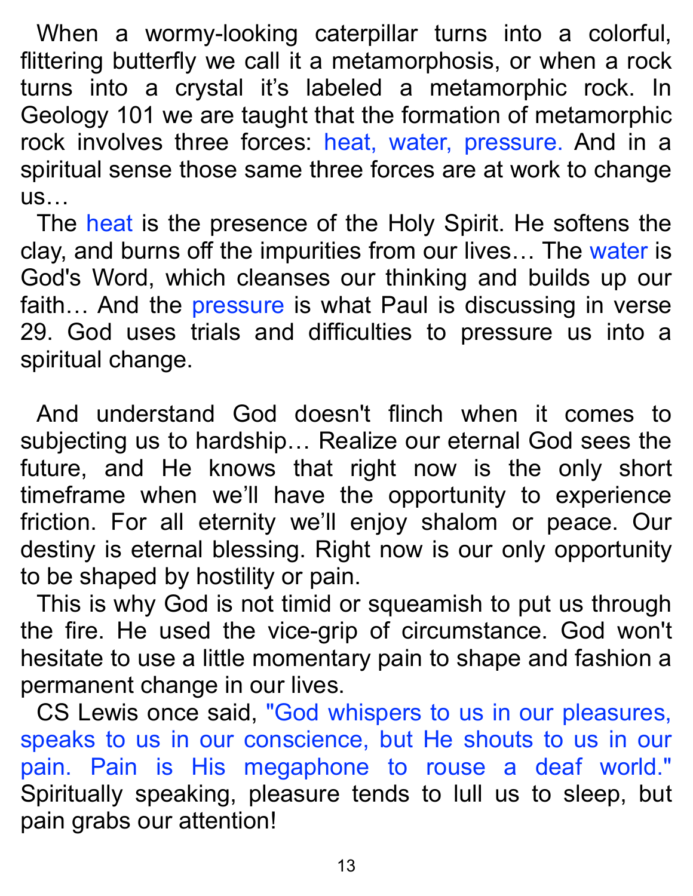When a wormy-looking caterpillar turns into a colorful, flittering butterfly we call it a metamorphosis, or when a rock turns into a crystal it's labeled a metamorphic rock. In Geology 101 we are taught that the formation of metamorphic rock involves three forces: heat, water, pressure. And in a spiritual sense those same three forces are at work to change us…

The heat is the presence of the Holy Spirit. He softens the clay, and burns off the impurities from our lives… The water is God's Word, which cleanses our thinking and builds up our faith… And the pressure is what Paul is discussing in verse 29. God uses trials and difficulties to pressure us into a spiritual change.

And understand God doesn't flinch when it comes to subjecting us to hardship… Realize our eternal God sees the future, and He knows that right now is the only short timeframe when we'll have the opportunity to experience friction. For all eternity we'll enjoy shalom or peace. Our destiny is eternal blessing. Right now is our only opportunity to be shaped by hostility or pain.

This is why God is not timid or squeamish to put us through the fire. He used the vice-grip of circumstance. God won't hesitate to use a little momentary pain to shape and fashion a permanent change in our lives.

CS Lewis once said, "God whispers to us in our pleasures, speaks to us in our conscience, but He shouts to us in our pain. Pain is His megaphone to rouse a deaf world." Spiritually speaking, pleasure tends to lull us to sleep, but pain grabs our attention!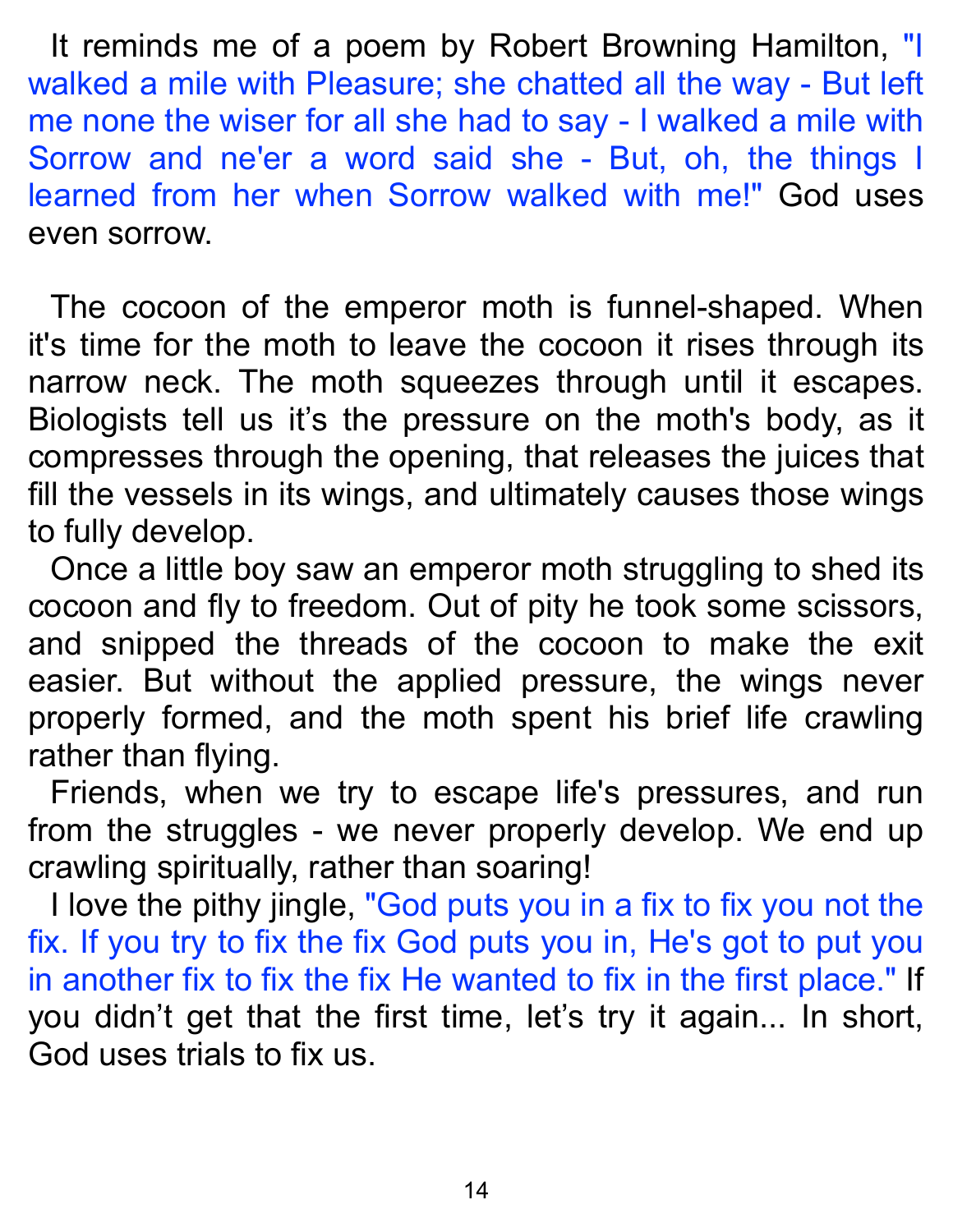It reminds me of a poem by Robert Browning Hamilton, "I walked a mile with Pleasure; she chatted all the way - But left me none the wiser for all she had to say - I walked a mile with Sorrow and ne'er a word said she - But, oh, the things I learned from her when Sorrow walked with me!" God uses even sorrow.

The cocoon of the emperor moth is funnel-shaped. When it's time for the moth to leave the cocoon it rises through its narrow neck. The moth squeezes through until it escapes. Biologists tell us it's the pressure on the moth's body, as it compresses through the opening, that releases the juices that fill the vessels in its wings, and ultimately causes those wings to fully develop.

Once a little boy saw an emperor moth struggling to shed its cocoon and fly to freedom. Out of pity he took some scissors, and snipped the threads of the cocoon to make the exit easier. But without the applied pressure, the wings never properly formed, and the moth spent his brief life crawling rather than flying.

Friends, when we try to escape life's pressures, and run from the struggles - we never properly develop. We end up crawling spiritually, rather than soaring!

I love the pithy jingle, "God puts you in a fix to fix you not the fix. If you try to fix the fix God puts you in, He's got to put you in another fix to fix the fix He wanted to fix in the first place." If you didn't get that the first time, let's try it again... In short, God uses trials to fix us.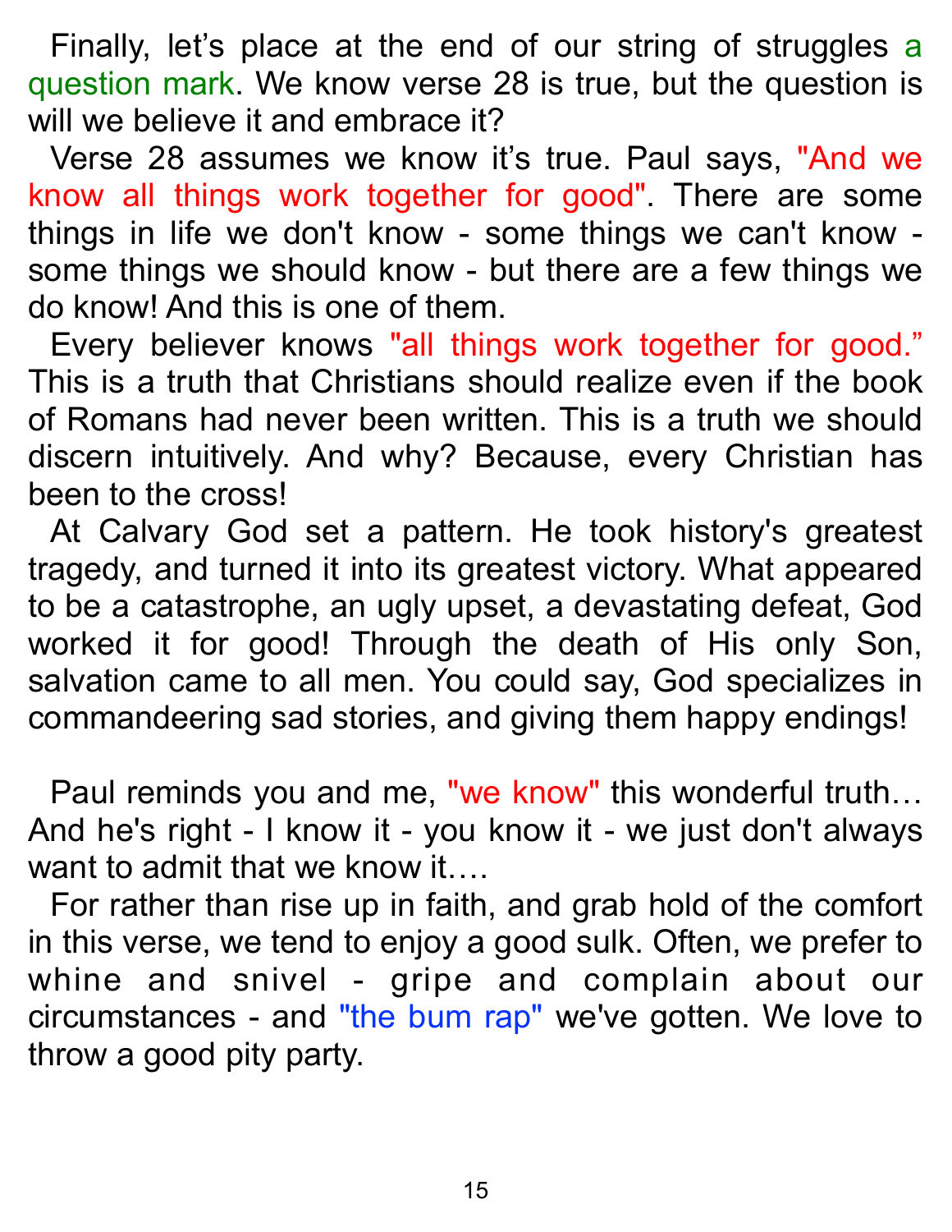Finally, let's place at the end of our string of struggles a question mark. We know verse 28 is true, but the question is will we believe it and embrace it?

Verse 28 assumes we know it's true. Paul says, "And we know all things work together for good". There are some things in life we don't know - some things we can't know - some things we should know - but there are a few things we do know! And this is one of them.

Every believer knows "all things work together for good." This is a truth that Christians should realize even if the book of Romans had never been written. This is a truth we should discern intuitively. And why? Because, every Christian has been to the cross!

At Calvary God set a pattern. He took history's greatest tragedy, and turned it into its greatest victory. What appeared to be a catastrophe, an ugly upset, a devastating defeat, God worked it for good! Through the death of His only Son, salvation came to all men. You could say, God specializes in commandeering sad stories, and giving them happy endings!

Paul reminds you and me, "we know" this wonderful truth… And he's right - I know it - you know it - we just don't always want to admit that we know it….

For rather than rise up in faith, and grab hold of the comfort in this verse, we tend to enjoy a good sulk. Often, we prefer to whine and snivel - gripe and complain about our circumstances - and "the bum rap" we've gotten. We love to throw a good pity party.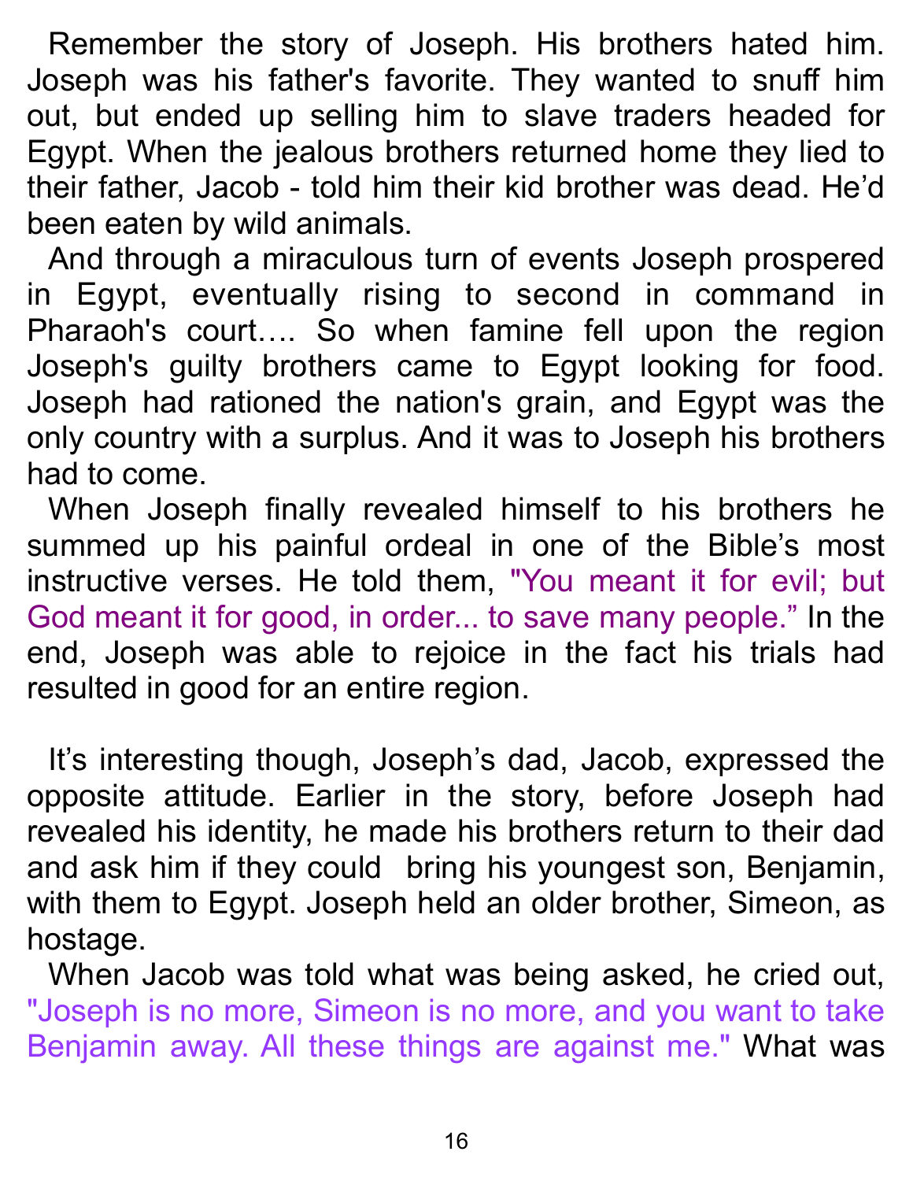Remember the story of Joseph. His brothers hated him. Joseph was his father's favorite. They wanted to snuff him out, but ended up selling him to slave traders headed for Egypt. When the jealous brothers returned home they lied to their father, Jacob - told him their kid brother was dead. He'd been eaten by wild animals.

And through a miraculous turn of events Joseph prospered in Egypt, eventually rising to second in command in Pharaoh's court…. So when famine fell upon the region Joseph's guilty brothers came to Egypt looking for food. Joseph had rationed the nation's grain, and Egypt was the only country with a surplus. And it was to Joseph his brothers had to come.

When Joseph finally revealed himself to his brothers he summed up his painful ordeal in one of the Bible's most instructive verses. He told them, "You meant it for evil; but God meant it for good, in order... to save many people." In the end, Joseph was able to rejoice in the fact his trials had resulted in good for an entire region.

It's interesting though, Joseph's dad, Jacob, expressed the opposite attitude. Earlier in the story, before Joseph had revealed his identity, he made his brothers return to their dad and ask him if they could bring his youngest son, Benjamin, with them to Egypt. Joseph held an older brother, Simeon, as hostage.

When Jacob was told what was being asked, he cried out, "Joseph is no more, Simeon is no more, and you want to take Benjamin away. All these things are against me." What was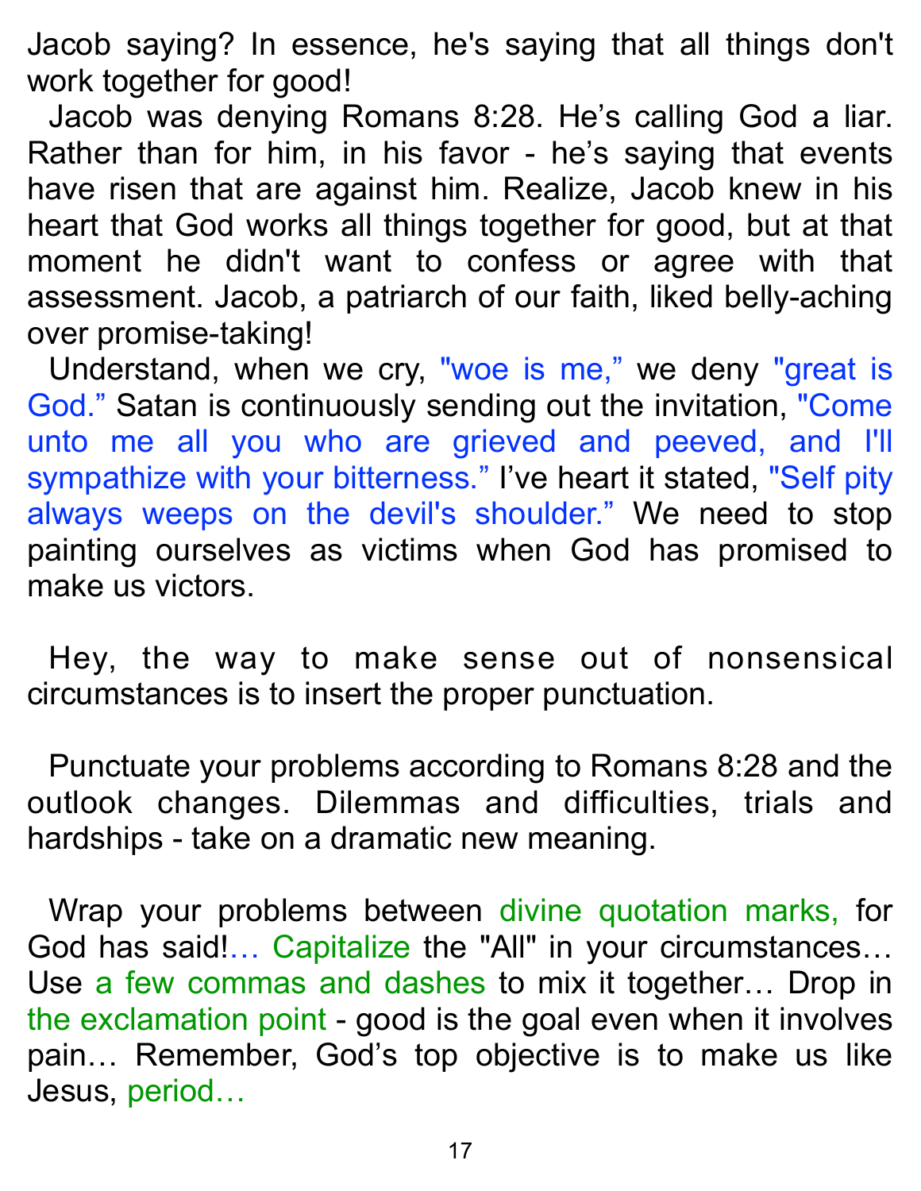Jacob saying? In essence, he's saying that all things don't work together for good!

Jacob was denying Romans 8:28. He's calling God a liar. Rather than for him, in his favor - he's saying that events have risen that are against him. Realize, Jacob knew in his heart that God works all things together for good, but at that moment he didn't want to confess or agree with that assessment. Jacob, a patriarch of our faith, liked belly-aching over promise-taking!

Understand, when we cry, "woe is me," we deny "great is God." Satan is continuously sending out the invitation, "Come unto me all you who are grieved and peeved, and I'll sympathize with your bitterness." I've heart it stated, "Self pity always weeps on the devil's shoulder." We need to stop painting ourselves as victims when God has promised to make us victors.

Hey, the way to make sense out of nonsensical circumstances is to insert the proper punctuation.

Punctuate your problems according to Romans 8:28 and the outlook changes. Dilemmas and difficulties, trials and hardships - take on a dramatic new meaning.

Wrap your problems between divine quotation marks, for God has said!… Capitalize the "All" in your circumstances… Use a few commas and dashes to mix it together… Drop in the exclamation point - good is the goal even when it involves pain… Remember, God's top objective is to make us like Jesus, period…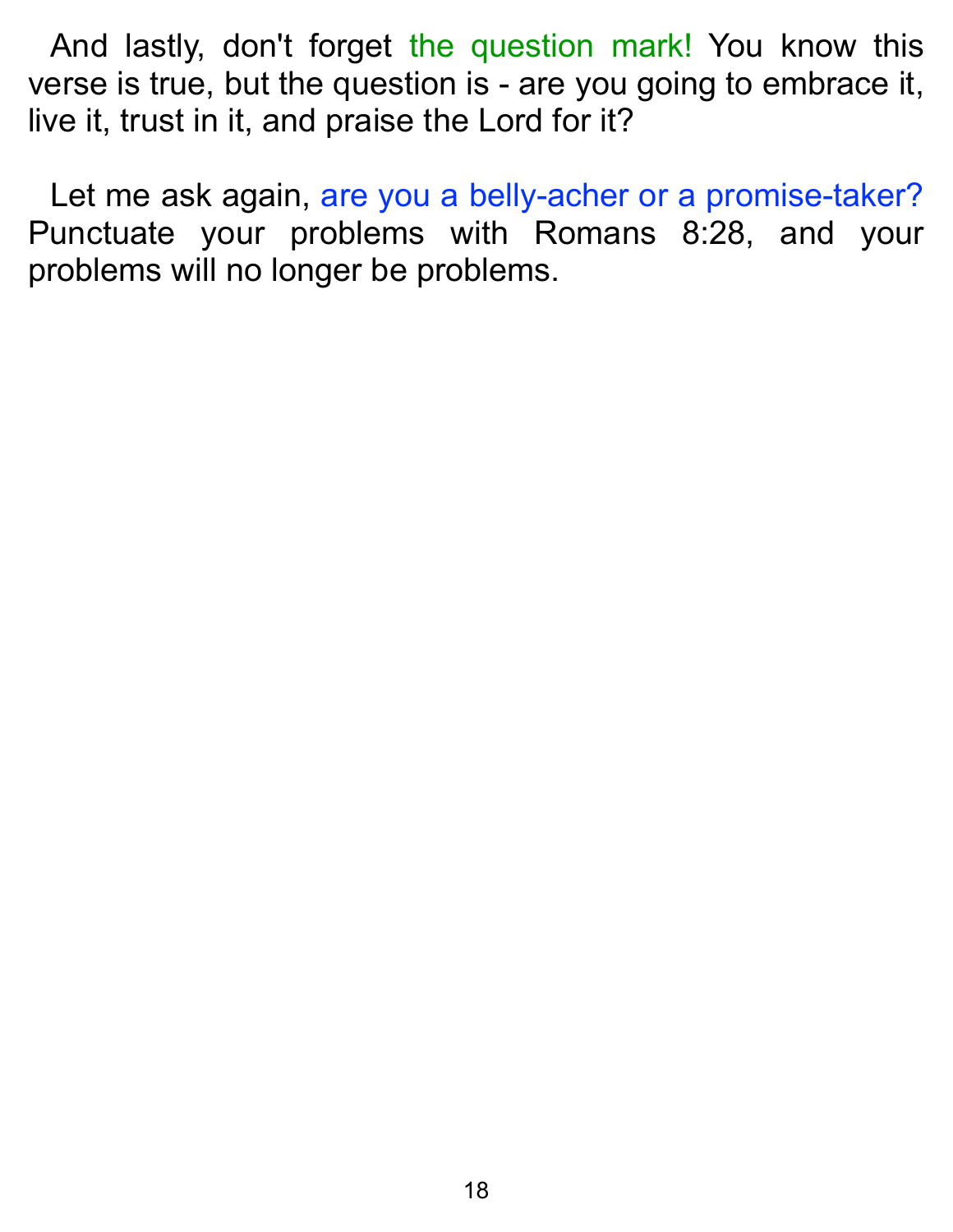And lastly, don't forget the question mark! You know this verse is true, but the question is - are you going to embrace it, live it, trust in it, and praise the Lord for it?

Let me ask again, are you a belly-acher or a promise-taker? Punctuate your problems with Romans 8:28, and your problems will no longer be problems.